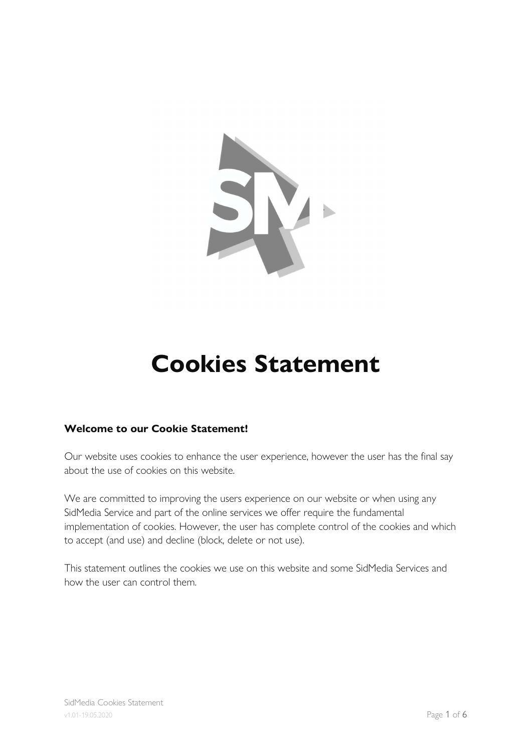# Cookies Statement

**Welcome to our Cookie Statement!**

Our website uses cookies to enhance the user experience, however the user has the final say about the use of cookies on this website.

We are committed to improving the users experience on our website or when using any SidMedia Service and part of the online services we offer require the fundamental implementation of cookies. However, the user has complete control of the cookies and which to accept (and use) and decline (block, delete or not use).

This statement outlines the cookies we use on this website and some SidMedia Services and how the user can control them.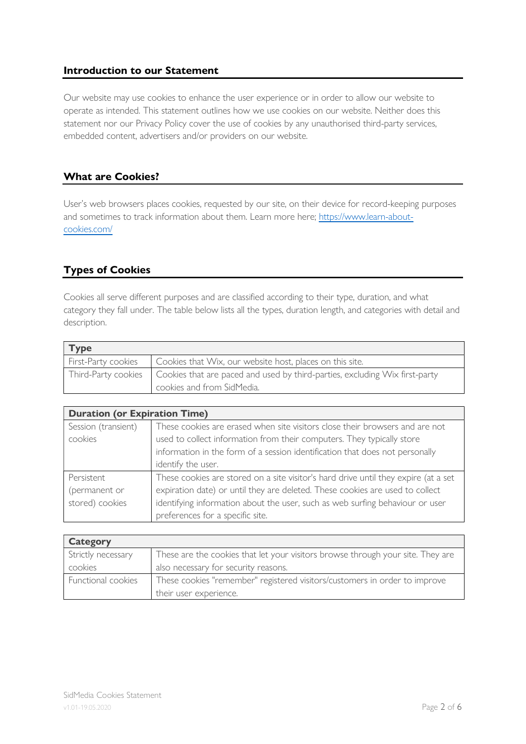## Introduction to our Statement

Our website may use cookies to enhance the user experience or in order to allow our website to operate as intended. This statement outlines how we use cookies on our website. Neither does this statement nor our Privacy Policy cover the use of cookies by any unauthorised third-party services, embedded content, advertisers and/or providers on our website.

## What are Cookies?

User's web browsers places cookies, requested by our site, on their device for record-keeping purposes and sometimes to track information about them. Learn more here; [https://www.learn-about-cookies.com/](https://www.learn-about-cookies.com/)

## Types of Cookies

Cookies all serve different purposes and are classified according to their type, duration, and what category they fall under. The table below lists all the types, duration length, and categories with detail and description.

| **Type** | |
|---|---|
| First-Party cookies | Cookies that Wix, our website host, places on this site. |
| Third-Party cookies | Cookies that are paced and used by third-parties, excluding Wix first-party cookies and from SidMedia. |

| **Duration (or Expiration Time)** | |
|---|---|
| Session (transient) cookies | These cookies are erased when site visitors close their browsers and are not used to collect information from their computers. They typically store information in the form of a session identification that does not personally identify the user. |
| Persistent (permanent or stored) cookies | These cookies are stored on a site visitor's hard drive until they expire (at a set expiration date) or until they are deleted. These cookies are used to collect identifying information about the user, such as web surfing behaviour or user preferences for a specific site. |

| **Category** | |
|---|---|
| Strictly necessary cookies | These are the cookies that let your visitors browse through your site. They are also necessary for security reasons. |
| Functional cookies | These cookies "remember" registered visitors/customers in order to improve their user experience. |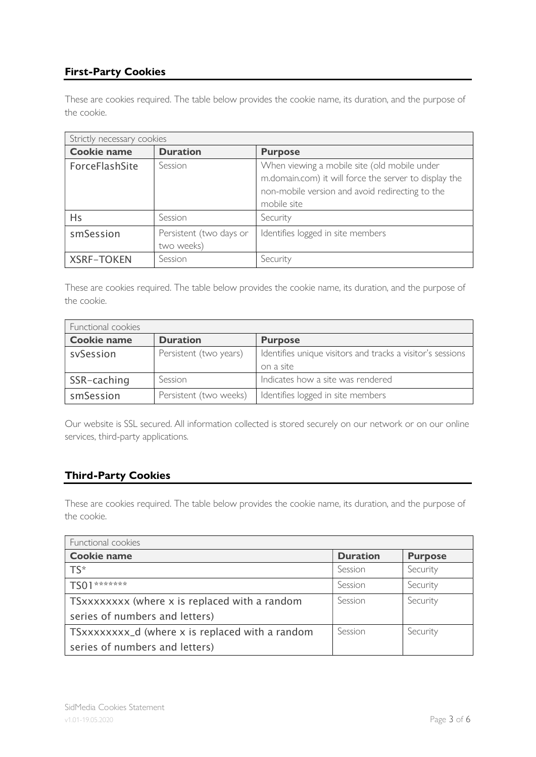## First-Party Cookies

These are cookies required. The table below provides the cookie name, its duration, and the purpose of the cookie.

| Strictly necessary cookies | | |
|---|---|---|
| **Cookie name** | **Duration** | **Purpose** |
| ForceFlashSite | Session | When viewing a mobile site (old mobile under m.domain.com) it will force the server to display the non-mobile version and avoid redirecting to the mobile site |
| Hs | Session | Security |
| smSession | Persistent (two days or two weeks) | Identifies logged in site members |
| XSRF-TOKEN | Session | Security |

These are cookies required. The table below provides the cookie name, its duration, and the purpose of the cookie.

| Functional cookies | | |
|---|---|---|
| **Cookie name** | **Duration** | **Purpose** |
| svSession | Persistent (two years) | Identifies unique visitors and tracks a visitor's sessions on a site |
| SSR-caching | Session | Indicates how a site was rendered |
| smSession | Persistent (two weeks) | Identifies logged in site members |

Our website is SSL secured. All information collected is stored securely on our network or on our online services, third-party applications.

## Third-Party Cookies

These are cookies required. The table below provides the cookie name, its duration, and the purpose of the cookie.

| Functional cookies | | |
|---|---|---|
| **Cookie name** | **Duration** | **Purpose** |
| TS* | Session | Security |
| TS01******* | Session | Security |
| TSxxxxxxxx (where x is replaced with a random series of numbers and letters) | Session | Security |
| TSxxxxxxxx_d (where x is replaced with a random series of numbers and letters) | Session | Security |

SidMedia Cookies Statement
v1.01-19.05.2020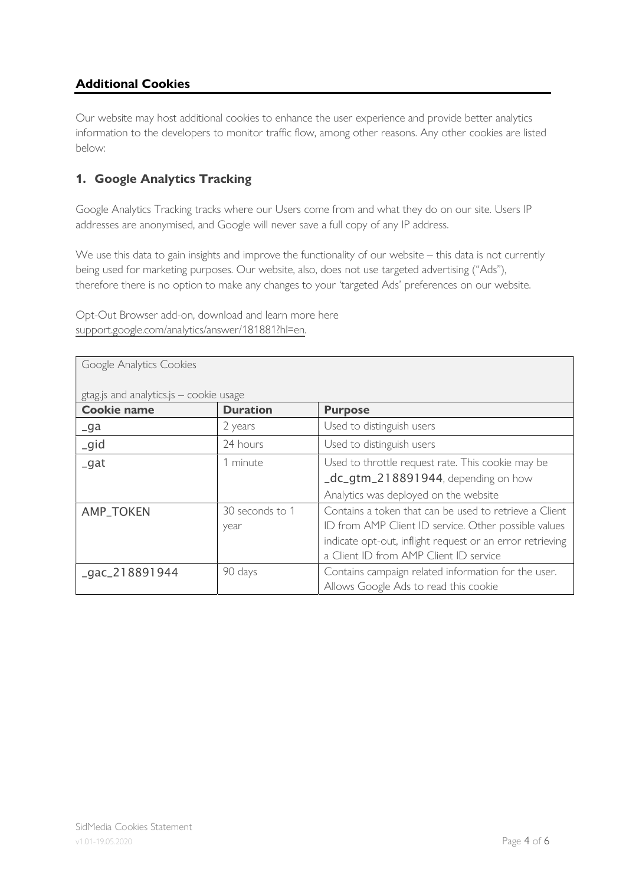## Additional Cookies

Our website may host additional cookies to enhance the user experience and provide better analytics information to the developers to monitor traffic flow, among other reasons. Any other cookies are listed below:

### 1. Google Analytics Tracking

Google Analytics Tracking tracks where our Users come from and what they do on our site. Users IP addresses are anonymised, and Google will never save a full copy of any IP address.

We use this data to gain insights and improve the functionality of our website – this data is not currently being used for marketing purposes. Our website, also, does not use targeted advertising ("Ads"), therefore there is no option to make any changes to your 'targeted Ads' preferences on our website.

Opt-Out Browser add-on, download and learn more here support.google.com/analytics/answer/181881?hl=en.

Google Analytics Cookies

gtag.js and analytics.js – cookie usage

| Cookie name | Duration | Purpose |
| --- | --- | --- |
| _ga | 2 years | Used to distinguish users |
| _gid | 24 hours | Used to distinguish users |
| _gat | 1 minute | Used to throttle request rate. This cookie may be _dc_gtm_218891944, depending on how Analytics was deployed on the website |
| AMP_TOKEN | 30 seconds to 1 year | Contains a token that can be used to retrieve a Client ID from AMP Client ID service. Other possible values indicate opt-out, inflight request or an error retrieving a Client ID from AMP Client ID service |
| _gac_218891944 | 90 days | Contains campaign related information for the user. Allows Google Ads to read this cookie |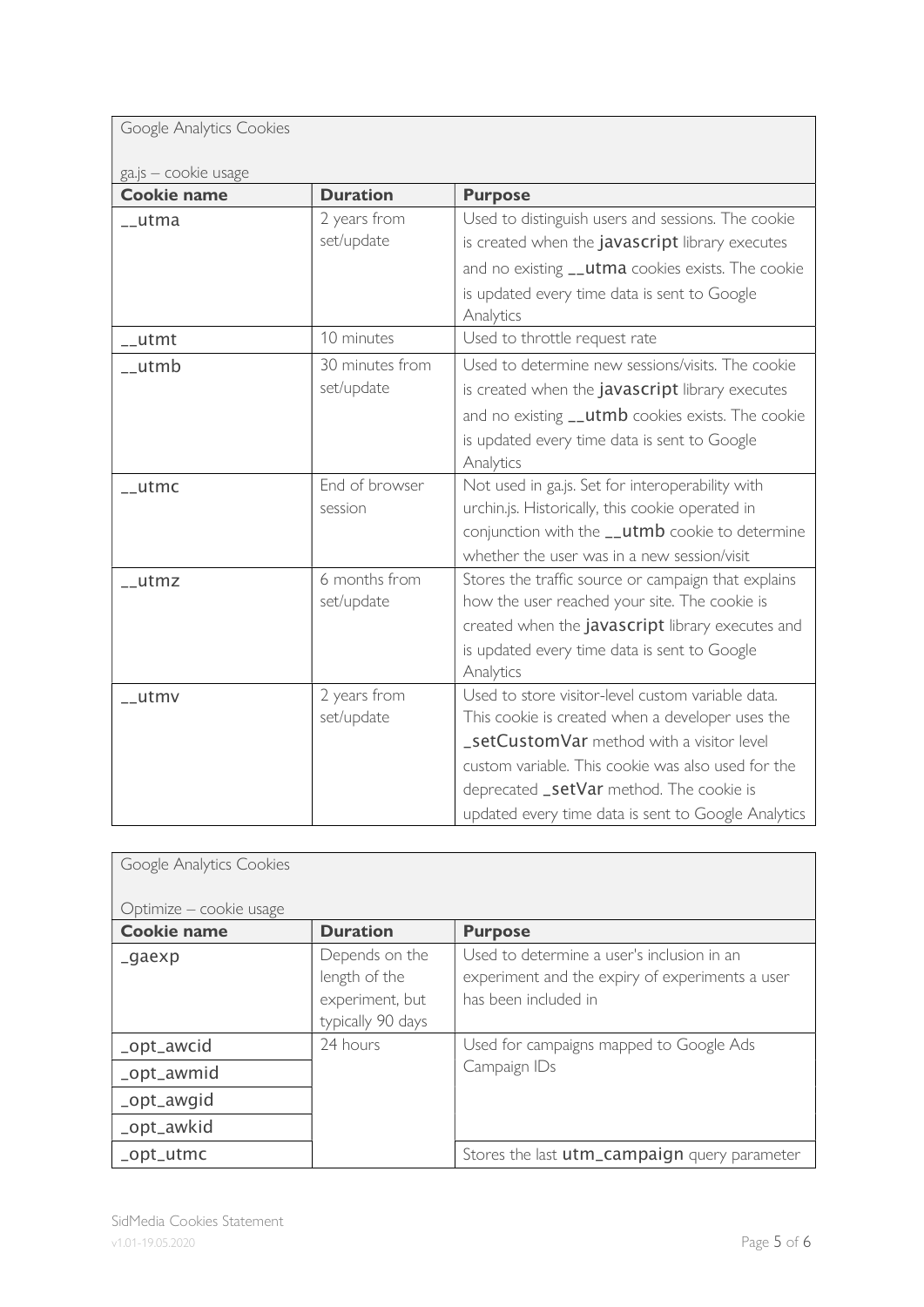| Google Analytics Cookies<br><br>ga.js – cookie usage | | |
|---|---|---|
| **Cookie name** | **Duration** | **Purpose** |
| __utma | 2 years from set/update | Used to distinguish users and sessions. The cookie is created when the javascript library executes and no existing __utma cookies exists. The cookie is updated every time data is sent to Google Analytics |
| __utmt | 10 minutes | Used to throttle request rate |
| __utmb | 30 minutes from set/update | Used to determine new sessions/visits. The cookie is created when the javascript library executes and no existing __utmb cookies exists. The cookie is updated every time data is sent to Google Analytics |
| __utmc | End of browser session | Not used in ga.js. Set for interoperability with urchin.js. Historically, this cookie operated in conjunction with the __utmb cookie to determine whether the user was in a new session/visit |
| __utmz | 6 months from set/update | Stores the traffic source or campaign that explains how the user reached your site. The cookie is created when the javascript library executes and is updated every time data is sent to Google Analytics |
| __utmv | 2 years from set/update | Used to store visitor-level custom variable data. This cookie is created when a developer uses the _setCustomVar method with a visitor level custom variable. This cookie was also used for the deprecated _setVar method. The cookie is updated every time data is sent to Google Analytics |

| Google Analytics Cookies<br><br>Optimize – cookie usage | | |
|---|---|---|
| **Cookie name** | **Duration** | **Purpose** |
| _gaexp | Depends on the length of the experiment, but typically 90 days | Used to determine a user's inclusion in an experiment and the expiry of experiments a user has been included in |
| _opt_awcid | 24 hours | Used for campaigns mapped to Google Ads Campaign IDs |
| _opt_awmid | | |
| _opt_awgid | | |
| _opt_awkid | | |
| _opt_utmc | | Stores the last utm_campaign query parameter |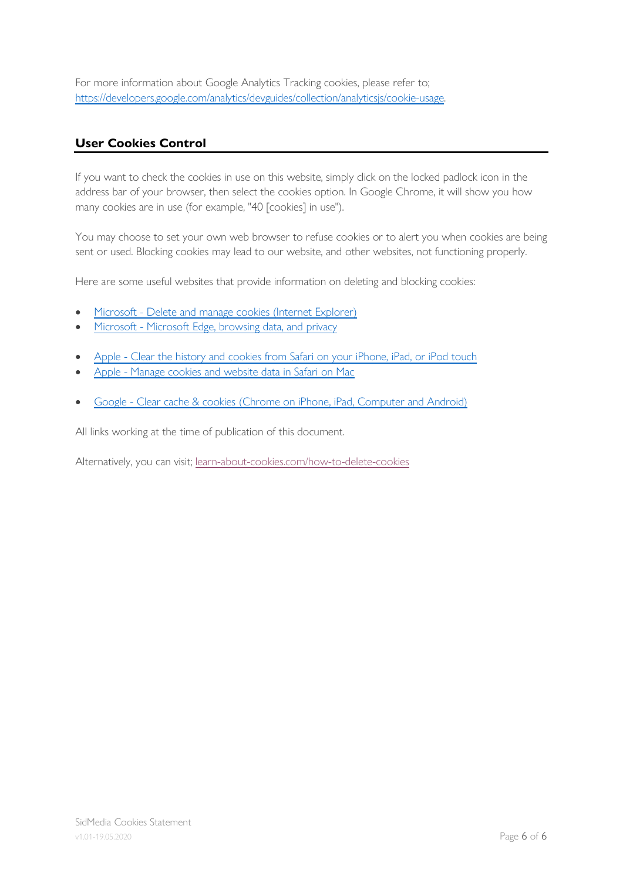For more information about Google Analytics Tracking cookies, please refer to; https://developers.google.com/analytics/devguides/collection/analyticsjs/cookie-usage.

## User Cookies Control

If you want to check the cookies in use on this website, simply click on the locked padlock icon in the address bar of your browser, then select the cookies option. In Google Chrome, it will show you how many cookies are in use (for example, "40 [cookies] in use").

You may choose to set your own web browser to refuse cookies or to alert you when cookies are being sent or used. Blocking cookies may lead to our website, and other websites, not functioning properly.

Here are some useful websites that provide information on deleting and blocking cookies:

- Microsoft - Delete and manage cookies (Internet Explorer)
- Microsoft - Microsoft Edge, browsing data, and privacy

- Apple - Clear the history and cookies from Safari on your iPhone, iPad, or iPod touch
- Apple - Manage cookies and website data in Safari on Mac

- Google - Clear cache & cookies (Chrome on iPhone, iPad, Computer and Android)

All links working at the time of publication of this document.

Alternatively, you can visit; learn-about-cookies.com/how-to-delete-cookies